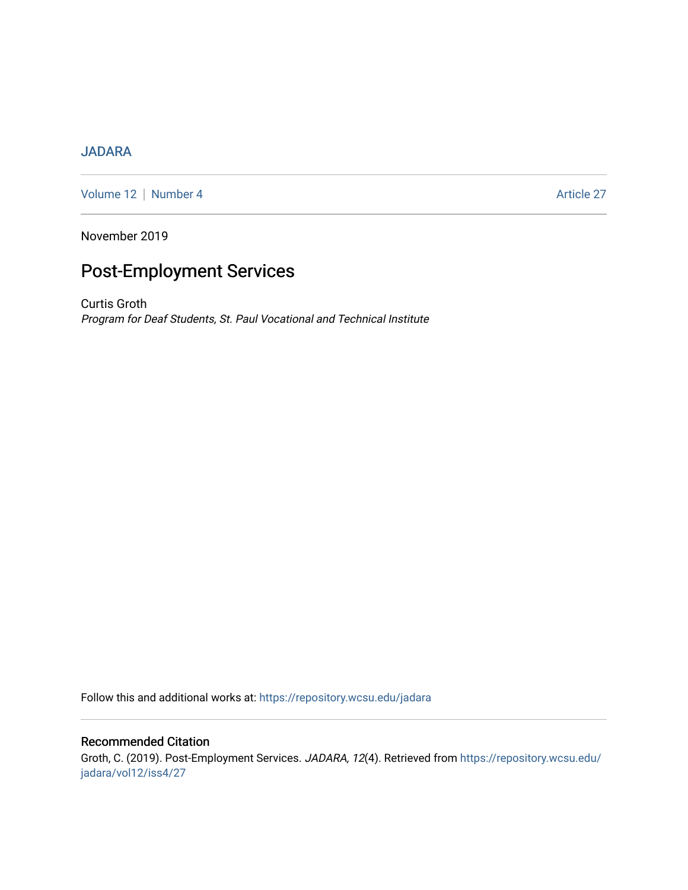JADARA

Volume 12 | Number 4 Article 27

November 2019

# Post-Employment Services

Curtis Groth

*Program for Deaf Students, St. Paul Vocational and Technical Institute*

Follow this and additional works at: https://repository.wcsu.edu/jadara

## Recommended Citation

Groth, C. (2019). Post-Employment Services. *JADARA, 12*(4). Retrieved from https://repository.wcsu.edu/jadara/vol12/iss4/27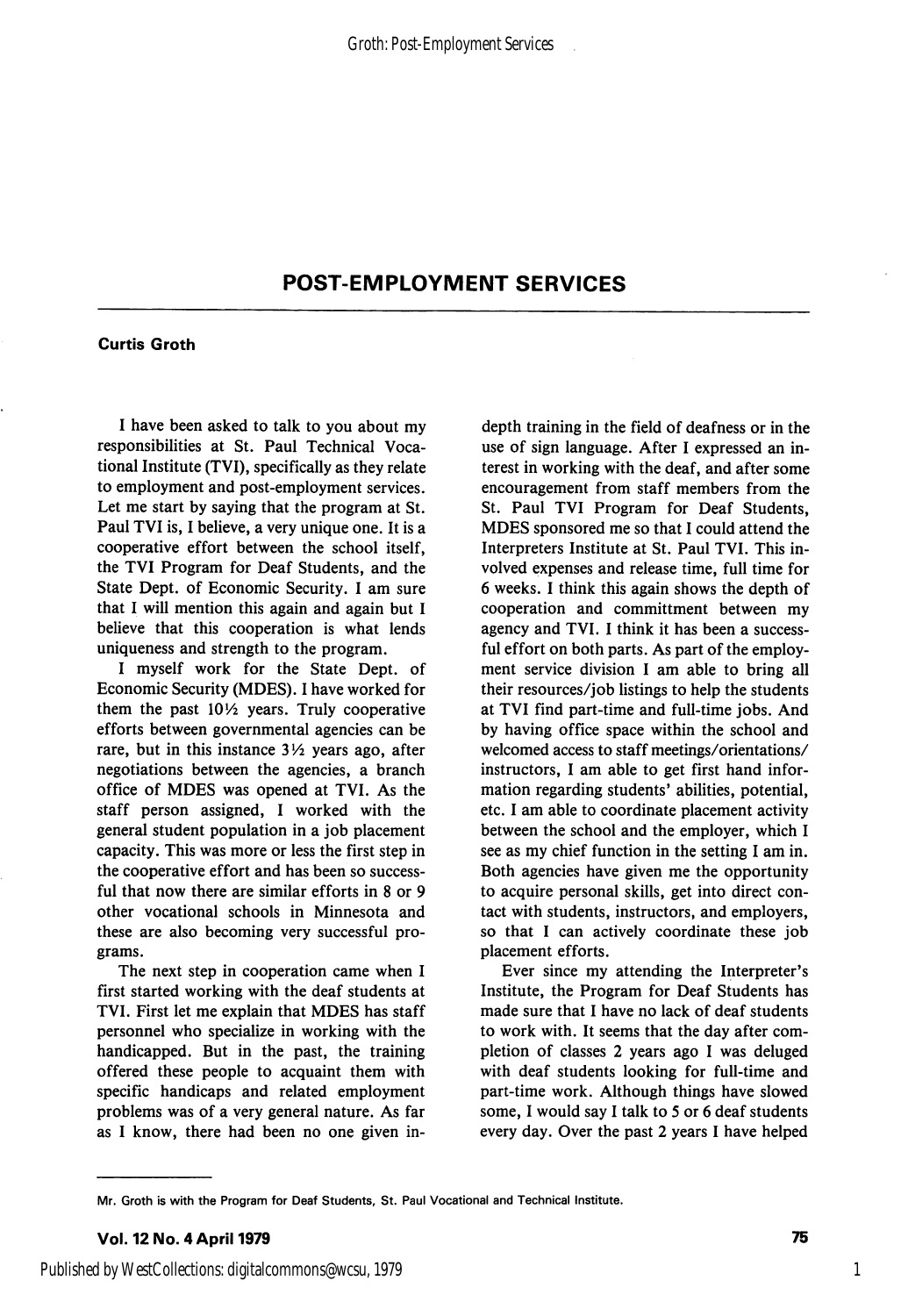# POST-EMPLOYMENT SERVICES

**Curtis Groth**

I have been asked to talk to you about my responsibilities at St. Paul Technical Vocational Institute (TVI), specifically as they relate to employment and post-employment services. Let me start by saying that the program at St. Paul TVI is, I believe, a very unique one. It is a cooperative effort between the school itself, the TVI Program for Deaf Students, and the State Dept. of Economic Security. I am sure that I will mention this again and again but I believe that this cooperation is what lends uniqueness and strength to the program.

I myself work for the State Dept. of Economic Security (MDES). I have worked for them the past 10½ years. Truly cooperative efforts between governmental agencies can be rare, but in this instance 3½ years ago, after negotiations between the agencies, a branch office of MDES was opened at TVI. As the staff person assigned, I worked with the general student population in a job placement capacity. This was more or less the first step in the cooperative effort and has been so successful that now there are similar efforts in 8 or 9 other vocational schools in Minnesota and these are also becoming very successful programs.

The next step in cooperation came when I first started working with the deaf students at TVI. First let me explain that MDES has staff personnel who specialize in working with the handicapped. But in the past, the training offered these people to acquaint them with specific handicaps and related employment problems was of a very general nature. As far as I know, there had been no one given in-depth training in the field of deafness or in the use of sign language. After I expressed an interest in working with the deaf, and after some encouragement from staff members from the St. Paul TVI Program for Deaf Students, MDES sponsored me so that I could attend the Interpreters Institute at St. Paul TVI. This involved expenses and release time, full time for 6 weeks. I think this again shows the depth of cooperation and committment between my agency and TVI. I think it has been a successful effort on both parts. As part of the employment service division I am able to bring all their resources/job listings to help the students at TVI find part-time and full-time jobs. And by having office space within the school and welcomed access to staff meetings/orientations/instructors, I am able to get first hand information regarding students' abilities, potential, etc. I am able to coordinate placement activity between the school and the employer, which I see as my chief function in the setting I am in. Both agencies have given me the opportunity to acquire personal skills, get into direct contact with students, instructors, and employers, so that I can actively coordinate these job placement efforts.

Ever since my attending the Interpreter's Institute, the Program for Deaf Students has made sure that I have no lack of deaf students to work with. It seems that the day after completion of classes 2 years ago I was deluged with deaf students looking for full-time and part-time work. Although things have slowed some, I would say I talk to 5 or 6 deaf students every day. Over the past 2 years I have helped

---

Mr. Groth is with the Program for Deaf Students, St. Paul Vocational and Technical Institute.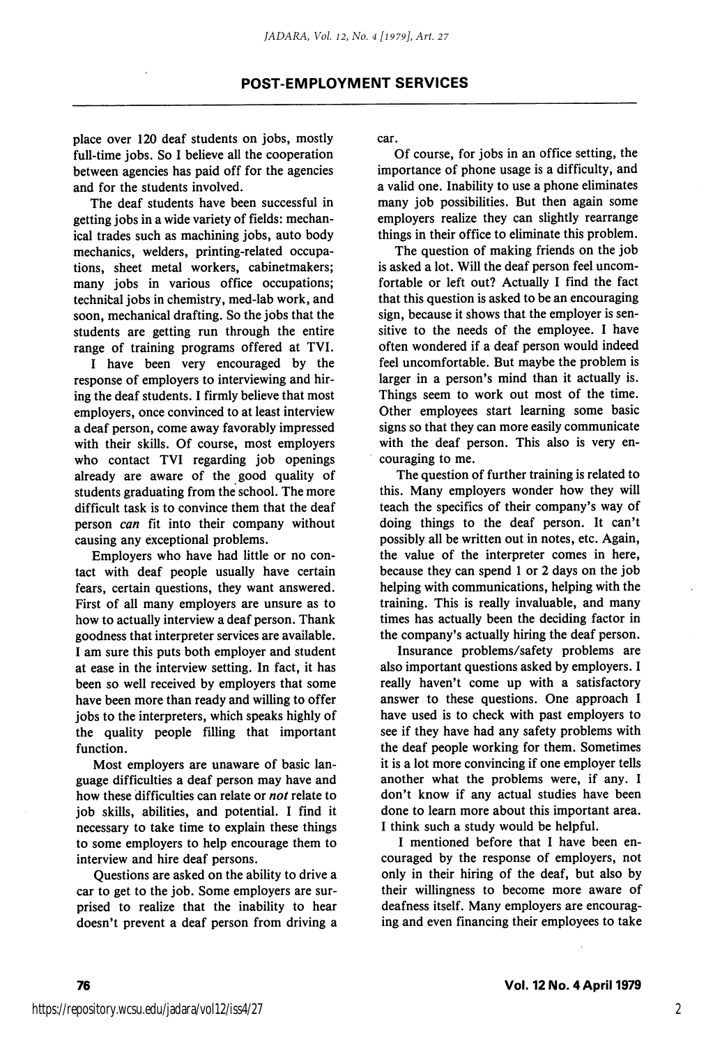place over 120 deaf students on jobs, mostly full-time jobs. So I believe all the cooperation between agencies has paid off for the agencies and for the students involved.

The deaf students have been successful in getting jobs in a wide variety of fields: mechanical trades such as machining jobs, auto body mechanics, welders, printing-related occupations, sheet metal workers, cabinetmakers; many jobs in various office occupations; technical jobs in chemistry, med-lab work, and soon, mechanical drafting. So the jobs that the students are getting run through the entire range of training programs offered at TVI.

I have been very encouraged by the response of employers to interviewing and hiring the deaf students. I firmly believe that most employers, once convinced to at least interview a deaf person, come away favorably impressed with their skills. Of course, most employers who contact TVI regarding job openings already are aware of the good quality of students graduating from the school. The more difficult task is to convince them that the deaf person *can* fit into their company without causing any exceptional problems.

Employers who have had little or no contact with deaf people usually have certain fears, certain questions, they want answered. First of all many employers are unsure as to how to actually interview a deaf person. Thank goodness that interpreter services are available. I am sure this puts both employer and student at ease in the interview setting. In fact, it has been so well received by employers that some have been more than ready and willing to offer jobs to the interpreters, which speaks highly of the quality people filling that important function.

Most employers are unaware of basic language difficulties a deaf person may have and how these difficulties can relate or *not* relate to job skills, abilities, and potential. I find it necessary to take time to explain these things to some employers to help encourage them to interview and hire deaf persons.

Questions are asked on the ability to drive a car to get to the job. Some employers are surprised to realize that the inability to hear doesn't prevent a deaf person from driving a car.

Of course, for jobs in an office setting, the importance of phone usage is a difficulty, and a valid one. Inability to use a phone eliminates many job possibilities. But then again some employers realize they can slightly rearrange things in their office to eliminate this problem.

The question of making friends on the job is asked a lot. Will the deaf person feel uncomfortable or left out? Actually I find the fact that this question is asked to be an encouraging sign, because it shows that the employer is sensitive to the needs of the employee. I have often wondered if a deaf person would indeed feel uncomfortable. But maybe the problem is larger in a person's mind than it actually is. Things seem to work out most of the time. Other employees start learning some basic signs so that they can more easily communicate with the deaf person. This also is very encouraging to me.

The question of further training is related to this. Many employers wonder how they will teach the specifics of their company's way of doing things to the deaf person. It can't possibly all be written out in notes, etc. Again, the value of the interpreter comes in here, because they can spend 1 or 2 days on the job helping with communications, helping with the training. This is really invaluable, and many times has actually been the deciding factor in the company's actually hiring the deaf person.

Insurance problems/safety problems are also important questions asked by employers. I really haven't come up with a satisfactory answer to these questions. One approach I have used is to check with past employers to see if they have had any safety problems with the deaf people working for them. Sometimes it is a lot more convincing if one employer tells another what the problems were, if any. I don't know if any actual studies have been done to learn more about this important area. I think such a study would be helpful.

I mentioned before that I have been encouraged by the response of employers, not only in their hiring of the deaf, but also by their willingness to become more aware of deafness itself. Many employers are encouraging and even financing their employees to take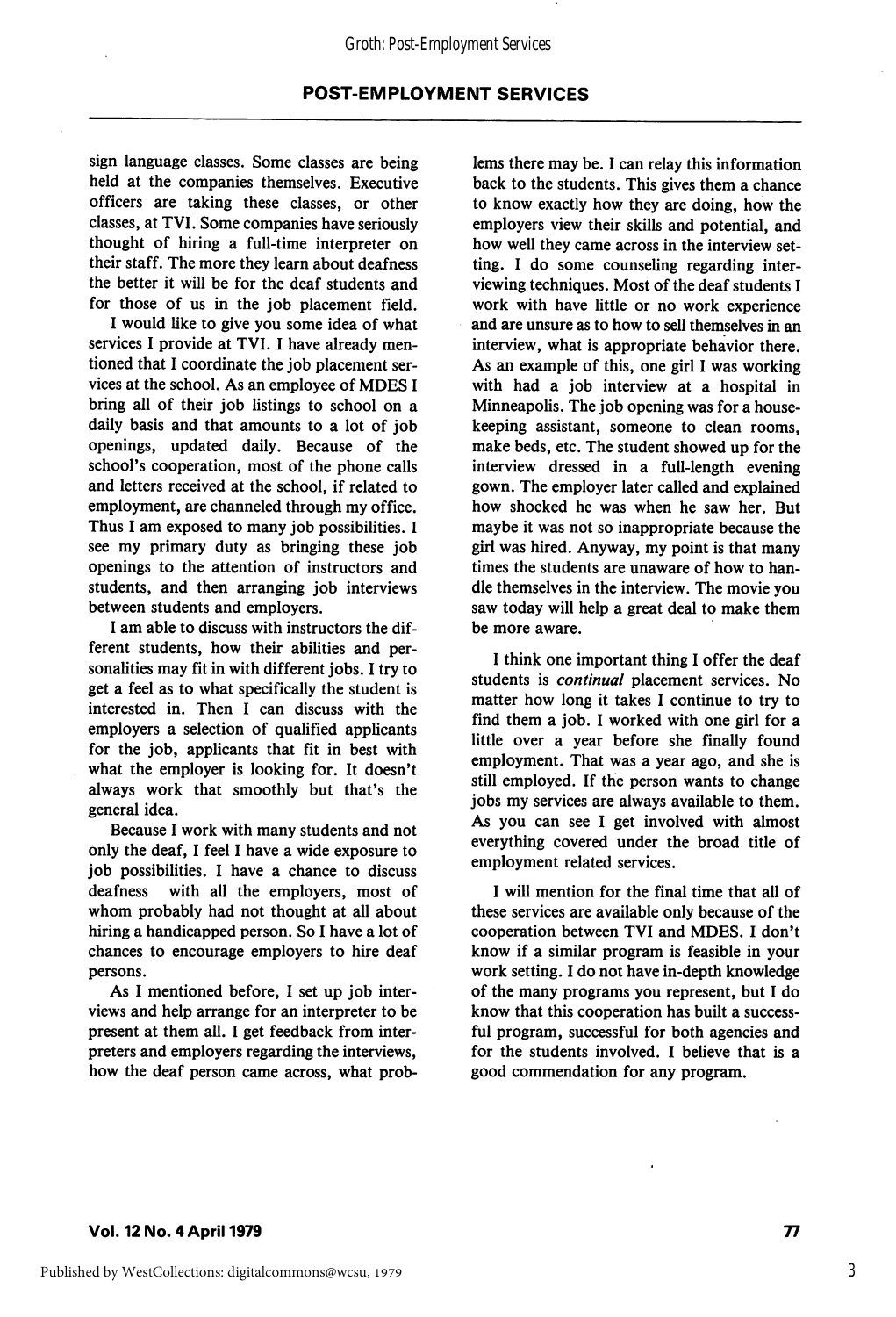sign language classes. Some classes are being held at the companies themselves. Executive officers are taking these classes, or other classes, at TVI. Some companies have seriously thought of hiring a full-time interpreter on their staff. The more they learn about deafness the better it will be for the deaf students and for those of us in the job placement field.

I would like to give you some idea of what services I provide at TVI. I have already mentioned that I coordinate the job placement services at the school. As an employee of MDES I bring all of their job listings to school on a daily basis and that amounts to a lot of job openings, updated daily. Because of the school's cooperation, most of the phone calls and letters received at the school, if related to employment, are channeled through my office. Thus I am exposed to many job possibilities. I see my primary duty as bringing these job openings to the attention of instructors and students, and then arranging job interviews between students and employers.

I am able to discuss with instructors the different students, how their abilities and personalities may fit in with different jobs. I try to get a feel as to what specifically the student is interested in. Then I can discuss with the employers a selection of qualified applicants for the job, applicants that fit in best with what the employer is looking for. It doesn't always work that smoothly but that's the general idea.

Because I work with many students and not only the deaf, I feel I have a wide exposure to job possibilities. I have a chance to discuss deafness with all the employers, most of whom probably had not thought at all about hiring a handicapped person. So I have a lot of chances to encourage employers to hire deaf persons.

As I mentioned before, I set up job interviews and help arrange for an interpreter to be present at them all. I get feedback from interpreters and employers regarding the interviews, how the deaf person came across, what problems there may be. I can relay this information back to the students. This gives them a chance to know exactly how they are doing, how the employers view their skills and potential, and how well they came across in the interview setting. I do some counseling regarding interviewing techniques. Most of the deaf students I work with have little or no work experience and are unsure as to how to sell themselves in an interview, what is appropriate behavior there. As an example of this, one girl I was working with had a job interview at a hospital in Minneapolis. The job opening was for a housekeeping assistant, someone to clean rooms, make beds, etc. The student showed up for the interview dressed in a full-length evening gown. The employer later called and explained how shocked he was when he saw her. But maybe it was not so inappropriate because the girl was hired. Anyway, my point is that many times the students are unaware of how to handle themselves in the interview. The movie you saw today will help a great deal to make them be more aware.

I think one important thing I offer the deaf students is *continual* placement services. No matter how long it takes I continue to try to find them a job. I worked with one girl for a little over a year before she finally found employment. That was a year ago, and she is still employed. If the person wants to change jobs my services are always available to them. As you can see I get involved with almost everything covered under the broad title of employment related services.

I will mention for the final time that all of these services are available only because of the cooperation between TVI and MDES. I don't know if a similar program is feasible in your work setting. I do not have in-depth knowledge of the many programs you represent, but I do know that this cooperation has built a successful program, successful for both agencies and for the students involved. I believe that is a good commendation for any program.